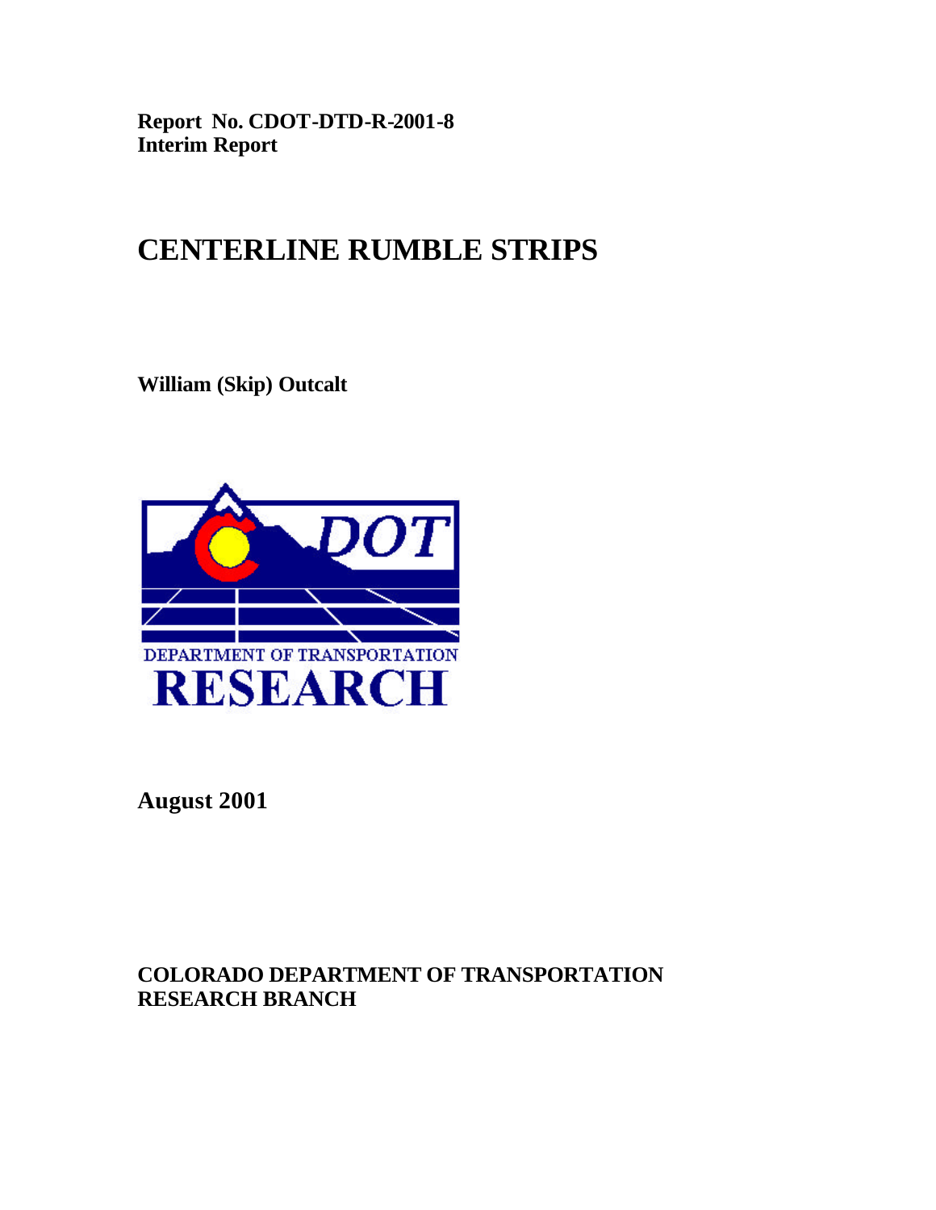**Report No. CDOT-DTD-R-2001-8**
**Interim Report**

# CENTERLINE RUMBLE STRIPS

**William (Skip) Outcalt**

**August 2001**

**COLORADO DEPARTMENT OF TRANSPORTATION**
**RESEARCH BRANCH**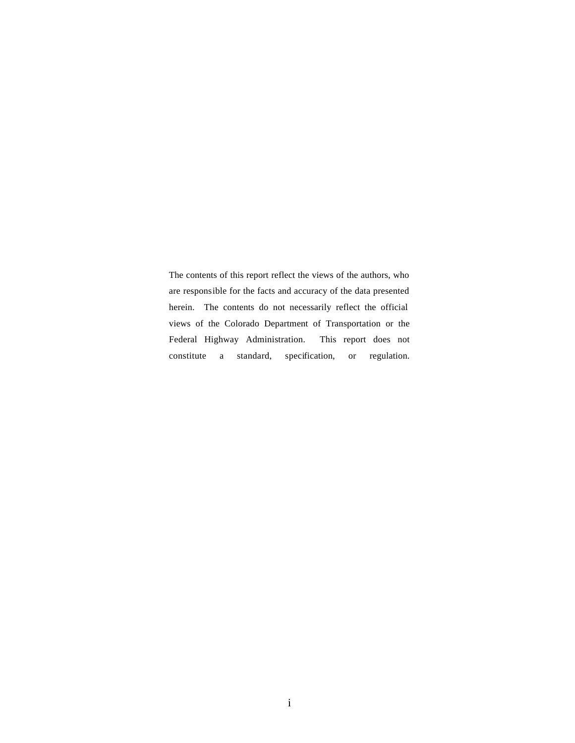The contents of this report reflect the views of the authors, who are responsible for the facts and accuracy of the data presented herein. The contents do not necessarily reflect the official views of the Colorado Department of Transportation or the Federal Highway Administration. This report does not constitute a standard, specification, or regulation.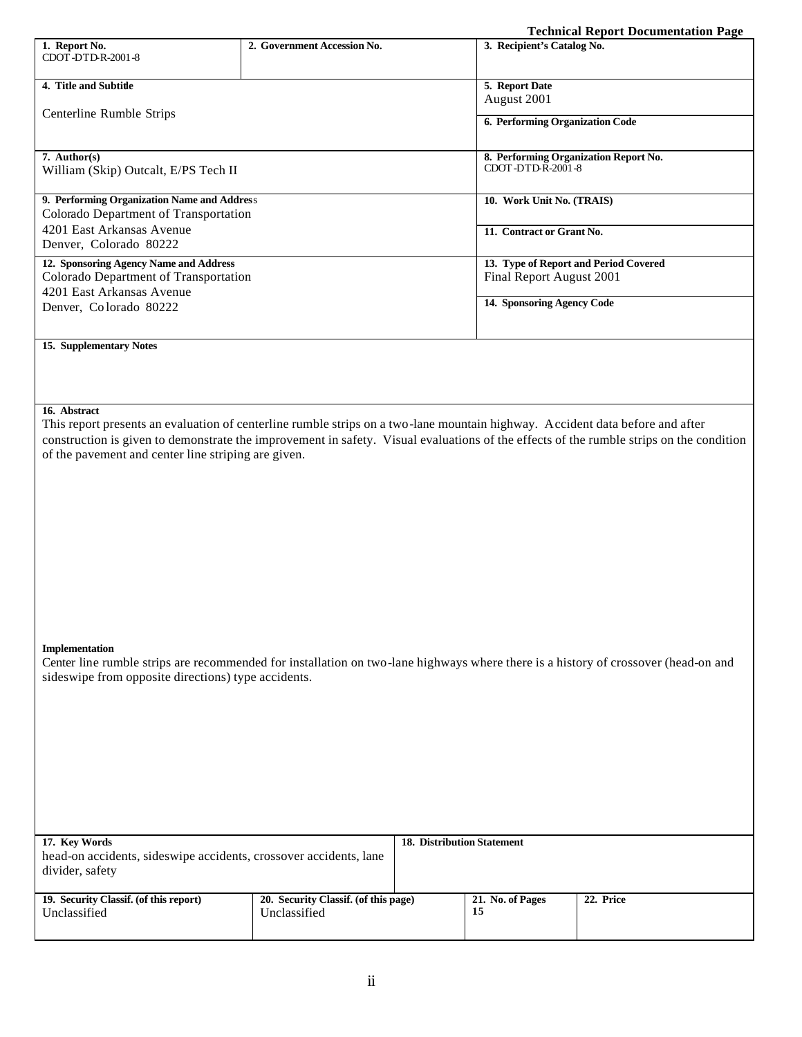**Technical Report Documentation Page**

| 1. Report No. | 2. Government Accession No. | 3. Recipient's Catalog No. |
| --- | --- | --- |
| CDOT-DTD-R-2001-8 | | |

| 4. Title and Subtitle | 5. Report Date |
| --- | --- |
| Centerline Rumble Strips | August 2001 |
| | 6. Performing Organization Code |
| **7. Author(s)** | **8. Performing Organization Report No.** |
| William (Skip) Outcalt, E/PS Tech II | CDOT-DTD-R-2001-8 |
| **9. Performing Organization Name and Address** | **10. Work Unit No. (TRAIS)** |
| Colorado Department of Transportation<br>4201 East Arkansas Avenue<br>Denver, Colorado 80222 | **11. Contract or Grant No.** |
| **12. Sponsoring Agency Name and Address** | **13. Type of Report and Period Covered** |
| Colorado Department of Transportation<br>4201 East Arkansas Avenue<br>Denver, Colorado 80222 | Final Report August 2001 |
| | **14. Sponsoring Agency Code** |

**15. Supplementary Notes**

**16. Abstract**

This report presents an evaluation of centerline rumble strips on a two-lane mountain highway. Accident data before and after construction is given to demonstrate the improvement in safety. Visual evaluations of the effects of the rumble strips on the condition of the pavement and center line striping are given.

**Implementation**

Center line rumble strips are recommended for installation on two-lane highways where there is a history of crossover (head-on and sideswipe from opposite directions) type accidents.

| 17. Key Words | 18. Distribution Statement |
| --- | --- |
| head-on accidents, sideswipe accidents, crossover accidents, lane divider, safety | |

| 19. Security Classif. (of this report) | 20. Security Classif. (of this page) | 21. No. of Pages | 22. Price |
| --- | --- | --- | --- |
| Unclassified | Unclassified | 15 | |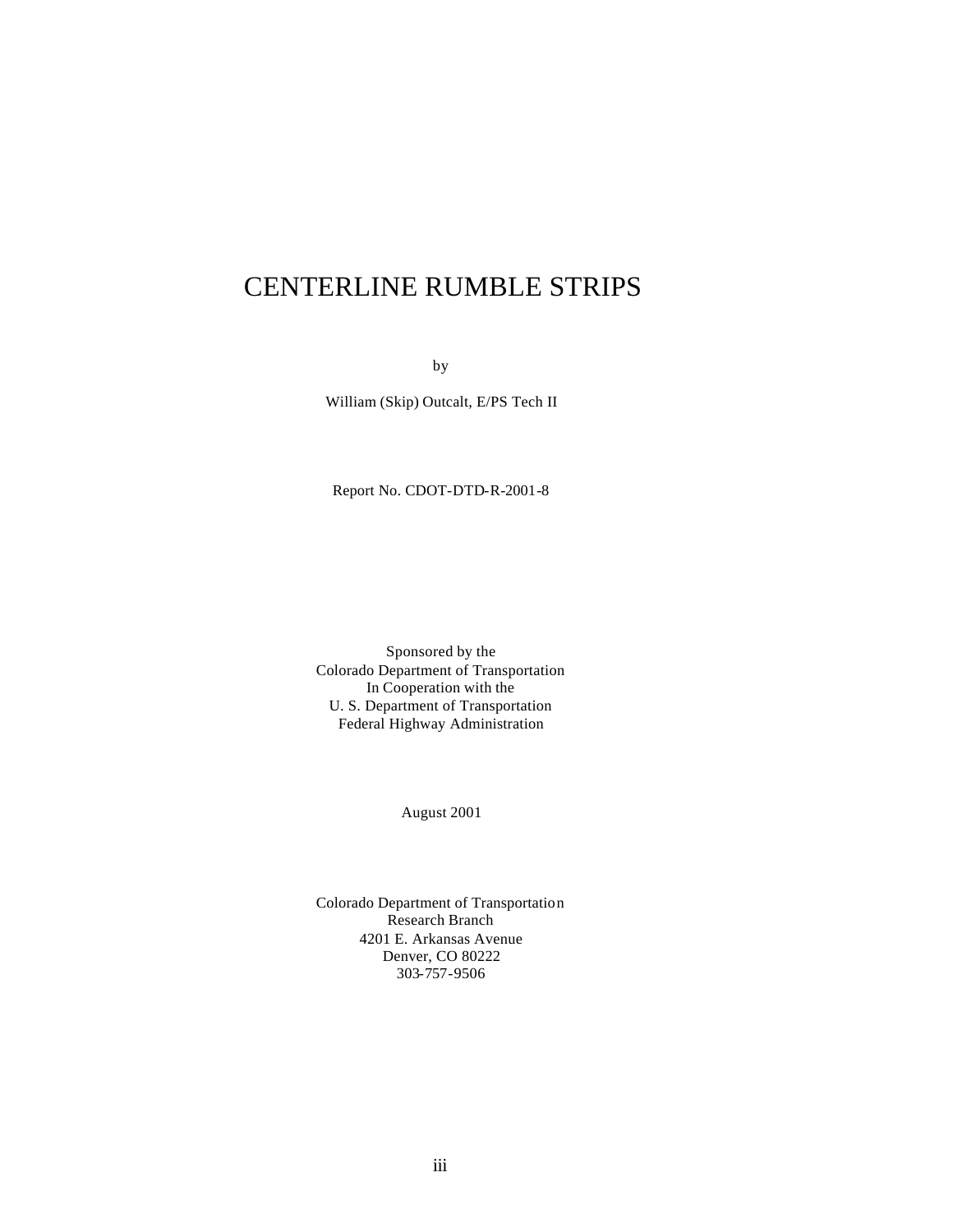# CENTERLINE RUMBLE STRIPS

by

William (Skip) Outcalt, E/PS Tech II

Report No. CDOT-DTD-R-2001-8

Sponsored by the
Colorado Department of Transportation
In Cooperation with the
U. S. Department of Transportation
Federal Highway Administration

August 2001

Colorado Department of Transportation
Research Branch
4201 E. Arkansas Avenue
Denver, CO 80222
303-757-9506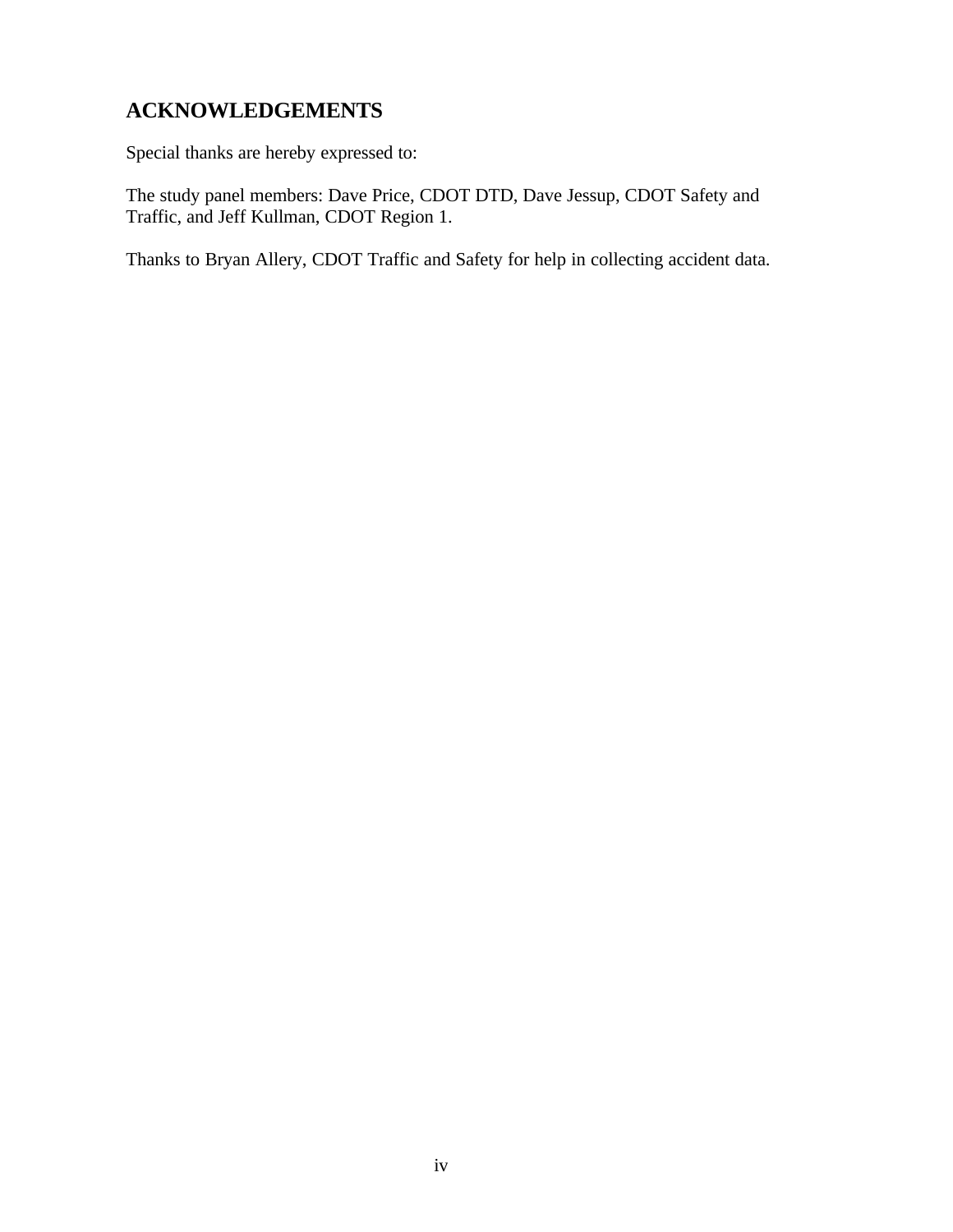# ACKNOWLEDGEMENTS

Special thanks are hereby expressed to:

The study panel members: Dave Price, CDOT DTD, Dave Jessup, CDOT Safety and Traffic, and Jeff Kullman, CDOT Region 1.

Thanks to Bryan Allery, CDOT Traffic and Safety for help in collecting accident data.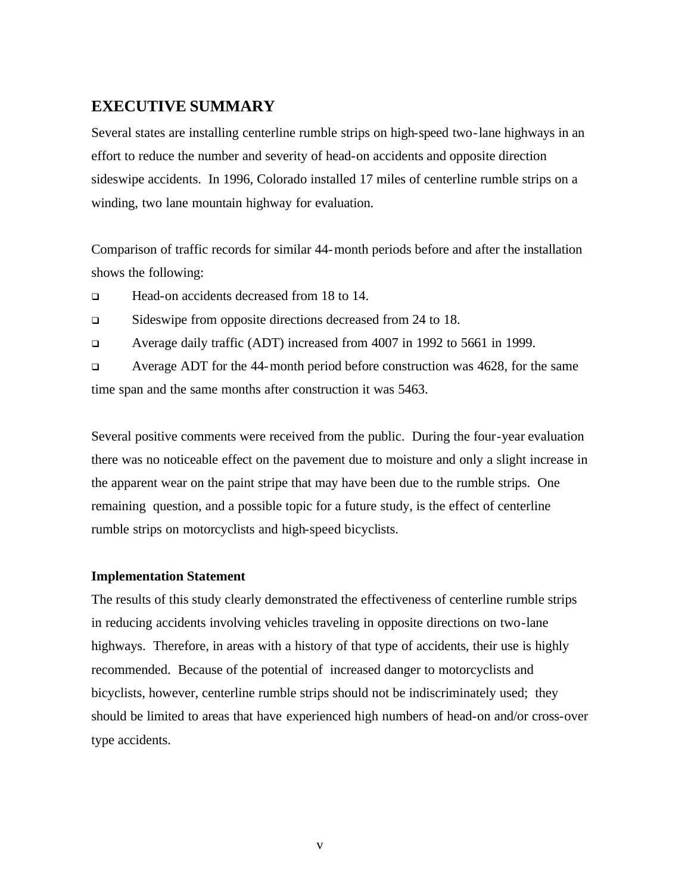## EXECUTIVE SUMMARY

Several states are installing centerline rumble strips on high-speed two-lane highways in an effort to reduce the number and severity of head-on accidents and opposite direction sideswipe accidents. In 1996, Colorado installed 17 miles of centerline rumble strips on a winding, two lane mountain highway for evaluation.

Comparison of traffic records for similar 44-month periods before and after the installation shows the following:

- Head-on accidents decreased from 18 to 14.
- Sideswipe from opposite directions decreased from 24 to 18.
- Average daily traffic (ADT) increased from 4007 in 1992 to 5661 in 1999.
- Average ADT for the 44-month period before construction was 4628, for the same time span and the same months after construction it was 5463.

Several positive comments were received from the public. During the four-year evaluation there was no noticeable effect on the pavement due to moisture and only a slight increase in the apparent wear on the paint stripe that may have been due to the rumble strips. One remaining question, and a possible topic for a future study, is the effect of centerline rumble strips on motorcyclists and high-speed bicyclists.

**Implementation Statement**

The results of this study clearly demonstrated the effectiveness of centerline rumble strips in reducing accidents involving vehicles traveling in opposite directions on two-lane highways. Therefore, in areas with a history of that type of accidents, their use is highly recommended. Because of the potential of increased danger to motorcyclists and bicyclists, however, centerline rumble strips should not be indiscriminately used; they should be limited to areas that have experienced high numbers of head-on and/or cross-over type accidents.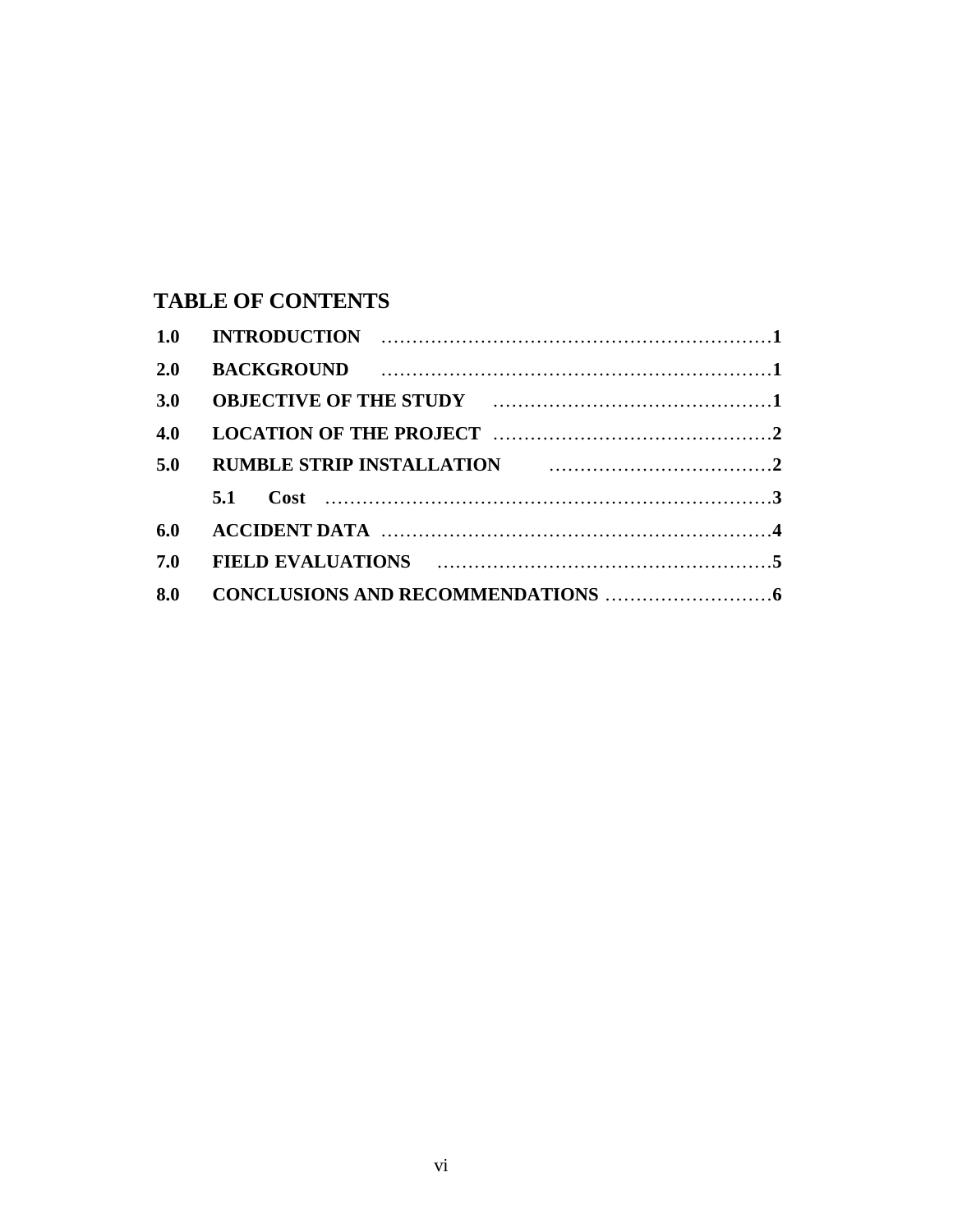## TABLE OF CONTENTS

**1.0 INTRODUCTION ……………………………………………………… 1**

**2.0 BACKGROUND ……………………………………………………… 1**

**3.0 OBJECTIVE OF THE STUDY ……………………………………… 1**

**4.0 LOCATION OF THE PROJECT …………………………………… 2**

**5.0 RUMBLE STRIP INSTALLATION ………………………………… 2**

- **5.1 Cost ……………………………………………………………… 3**

**6.0 ACCIDENT DATA ……………………………………………………… 4**

**7.0 FIELD EVALUATIONS ……………………………………………… 5**

**8.0 CONCLUSIONS AND RECOMMENDATIONS ………………………… 6**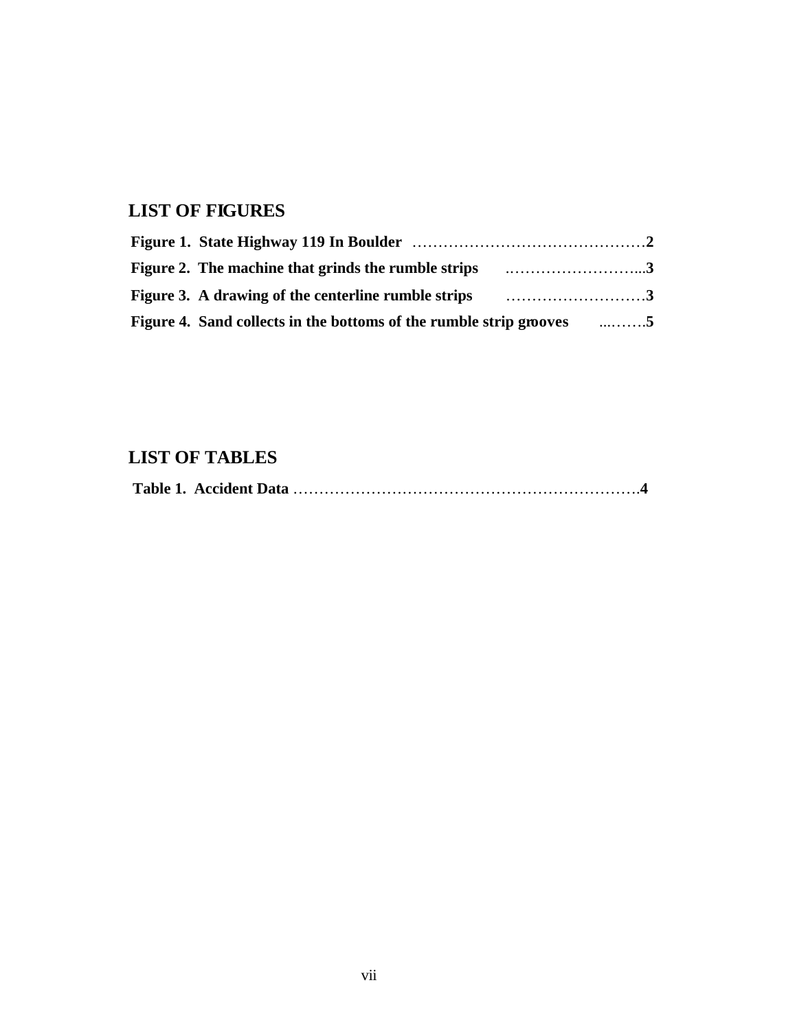## LIST OF FIGURES

**Figure 1. State Highway 119 In Boulder** ……………………………………… **2**

**Figure 2. The machine that grinds the rumble strips** ……………………….. **3**

**Figure 3. A drawing of the centerline rumble strips** ……………………… **3**

**Figure 4. Sand collects in the bottoms of the rumble strip grooves** ……… **5**

## LIST OF TABLES

**Table 1. Accident Data** …………………………………………………………. **4**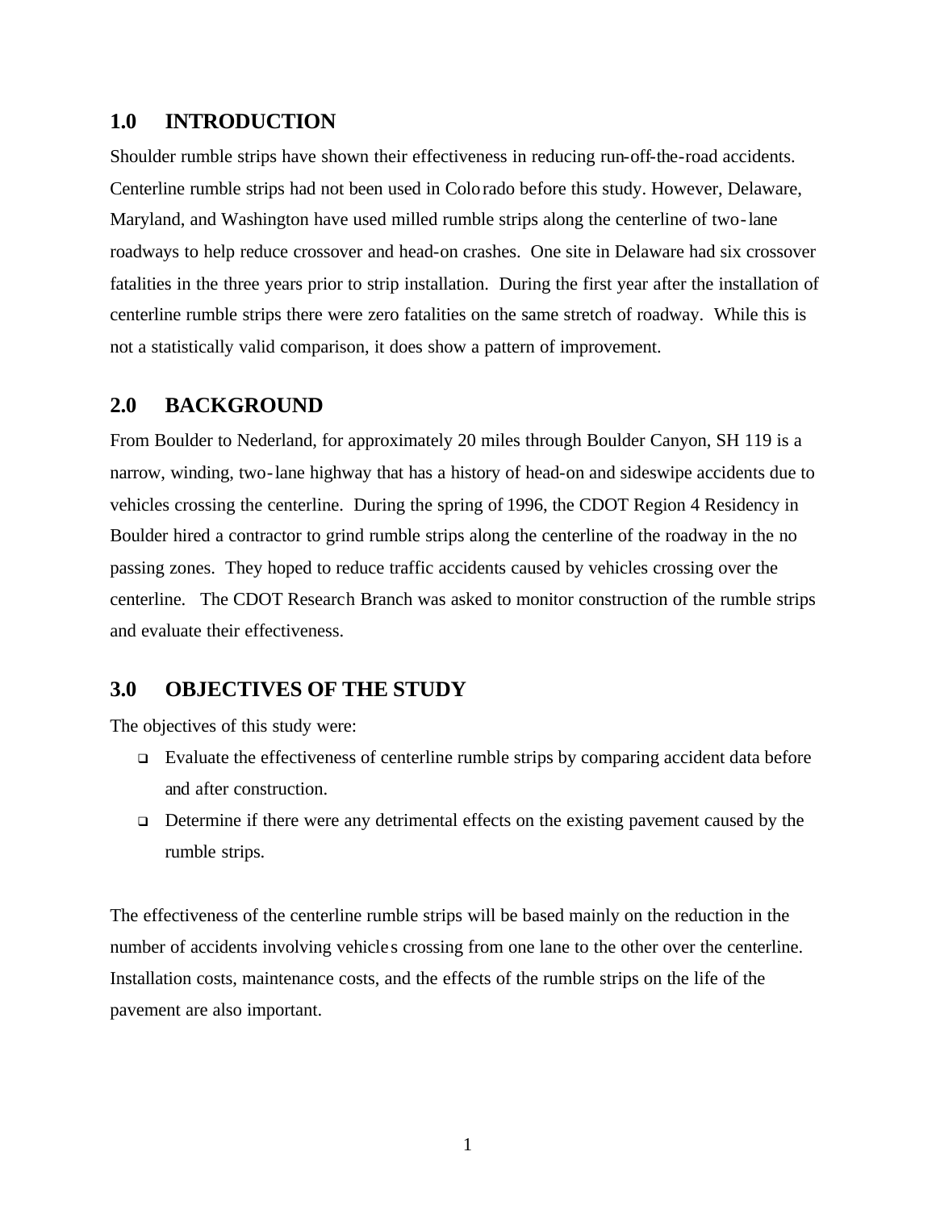## 1.0 INTRODUCTION

Shoulder rumble strips have shown their effectiveness in reducing run-off-the-road accidents. Centerline rumble strips had not been used in Colorado before this study. However, Delaware, Maryland, and Washington have used milled rumble strips along the centerline of two-lane roadways to help reduce crossover and head-on crashes. One site in Delaware had six crossover fatalities in the three years prior to strip installation. During the first year after the installation of centerline rumble strips there were zero fatalities on the same stretch of roadway. While this is not a statistically valid comparison, it does show a pattern of improvement.

## 2.0 BACKGROUND

From Boulder to Nederland, for approximately 20 miles through Boulder Canyon, SH 119 is a narrow, winding, two-lane highway that has a history of head-on and sideswipe accidents due to vehicles crossing the centerline. During the spring of 1996, the CDOT Region 4 Residency in Boulder hired a contractor to grind rumble strips along the centerline of the roadway in the no passing zones. They hoped to reduce traffic accidents caused by vehicles crossing over the centerline. The CDOT Research Branch was asked to monitor construction of the rumble strips and evaluate their effectiveness.

## 3.0 OBJECTIVES OF THE STUDY

The objectives of this study were:

- Evaluate the effectiveness of centerline rumble strips by comparing accident data before and after construction.
- Determine if there were any detrimental effects on the existing pavement caused by the rumble strips.

The effectiveness of the centerline rumble strips will be based mainly on the reduction in the number of accidents involving vehicles crossing from one lane to the other over the centerline. Installation costs, maintenance costs, and the effects of the rumble strips on the life of the pavement are also important.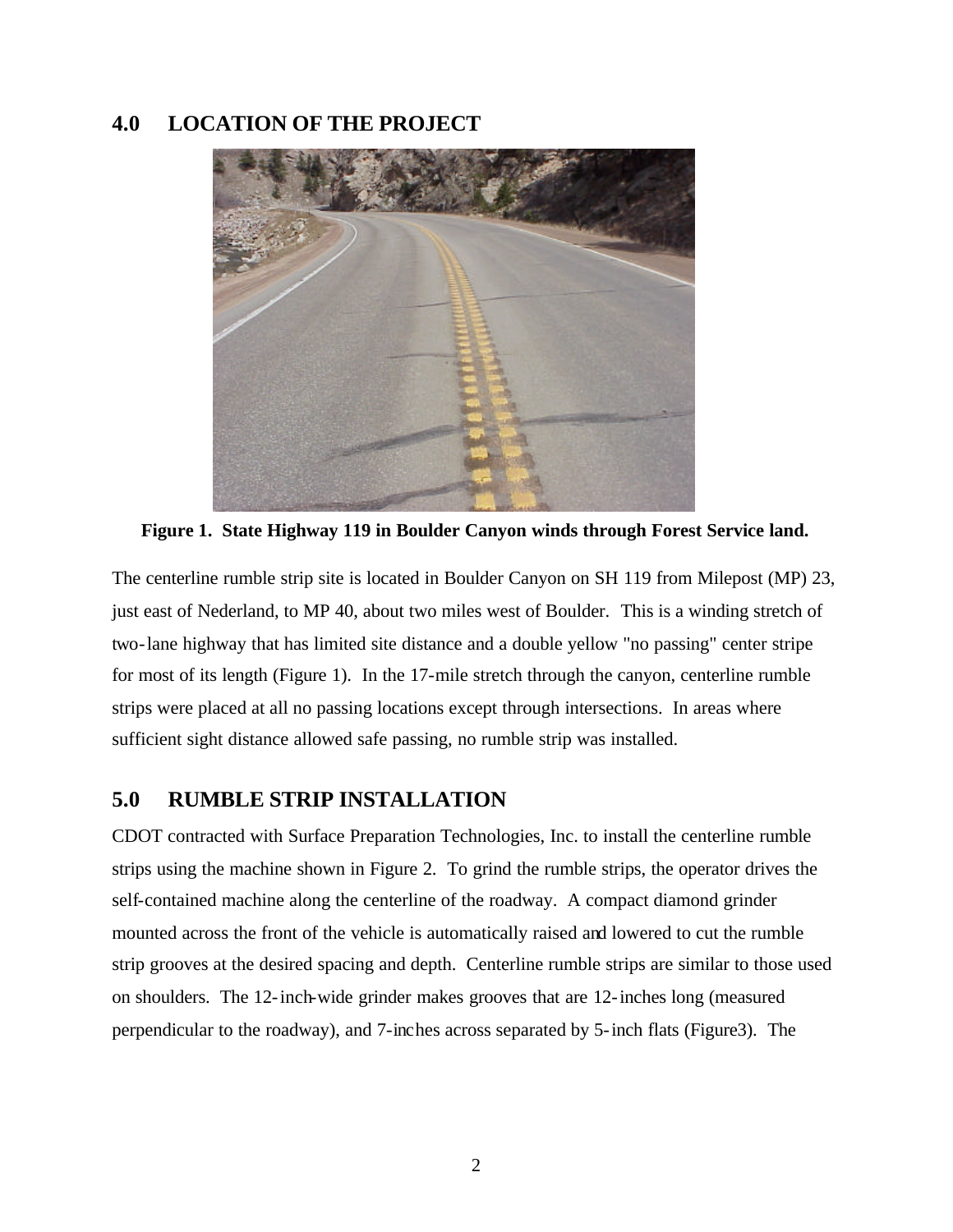## 4.0 LOCATION OF THE PROJECT

**Figure 1. State Highway 119 in Boulder Canyon winds through Forest Service land.**

The centerline rumble strip site is located in Boulder Canyon on SH 119 from Milepost (MP) 23, just east of Nederland, to MP 40, about two miles west of Boulder. This is a winding stretch of two-lane highway that has limited site distance and a double yellow "no passing" center stripe for most of its length (Figure 1). In the 17-mile stretch through the canyon, centerline rumble strips were placed at all no passing locations except through intersections. In areas where sufficient sight distance allowed safe passing, no rumble strip was installed.

## 5.0 RUMBLE STRIP INSTALLATION

CDOT contracted with Surface Preparation Technologies, Inc. to install the centerline rumble strips using the machine shown in Figure 2. To grind the rumble strips, the operator drives the self-contained machine along the centerline of the roadway. A compact diamond grinder mounted across the front of the vehicle is automatically raised and lowered to cut the rumble strip grooves at the desired spacing and depth. Centerline rumble strips are similar to those used on shoulders. The 12-inch-wide grinder makes grooves that are 12-inches long (measured perpendicular to the roadway), and 7-inches across separated by 5-inch flats (Figure3). The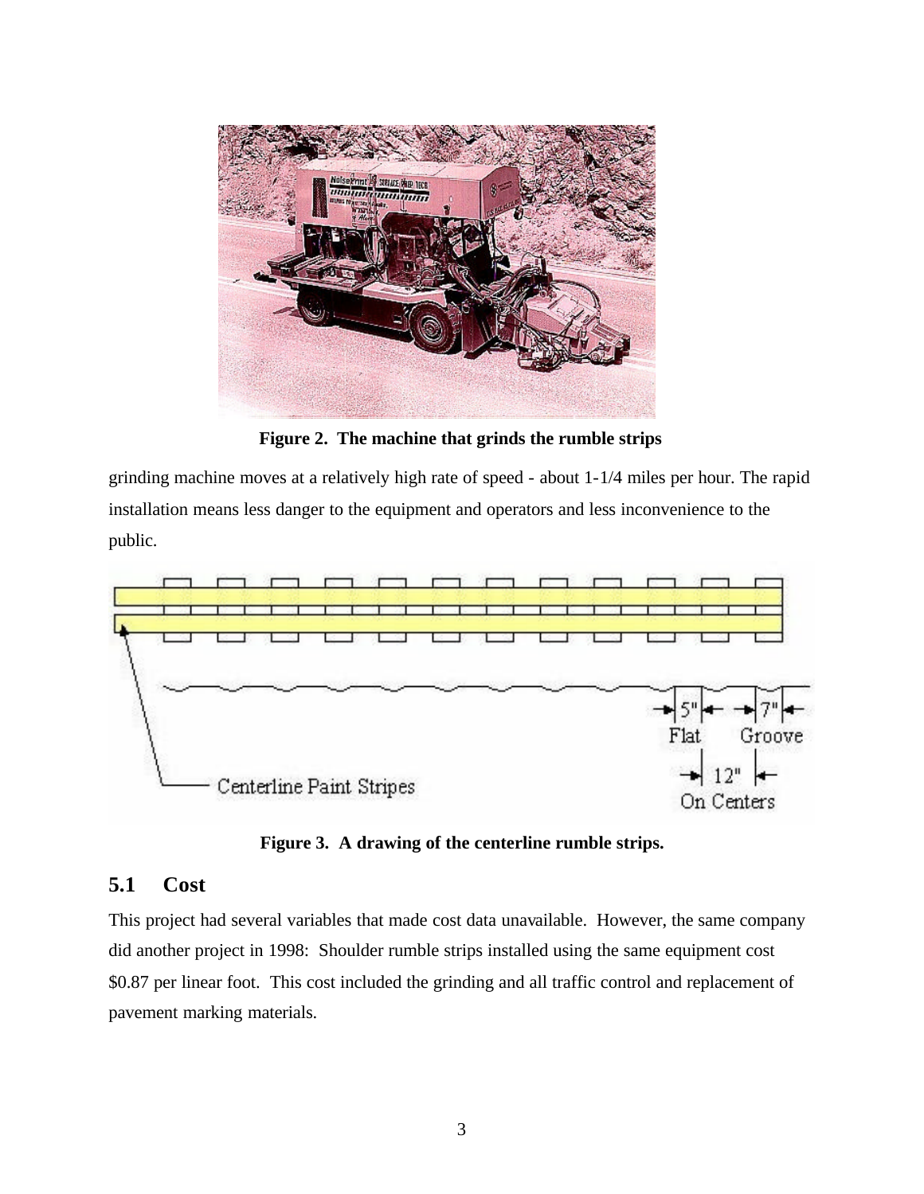Figure 2. The machine that grinds the rumble strips

grinding machine moves at a relatively high rate of speed - about 1-1/4 miles per hour. The rapid installation means less danger to the equipment and operators and less inconvenience to the public.

Figure 3. A drawing of the centerline rumble strips.

## 5.1 Cost

This project had several variables that made cost data unavailable. However, the same company did another project in 1998: Shoulder rumble strips installed using the same equipment cost $0.87 per linear foot. This cost included the grinding and all traffic control and replacement of pavement marking materials.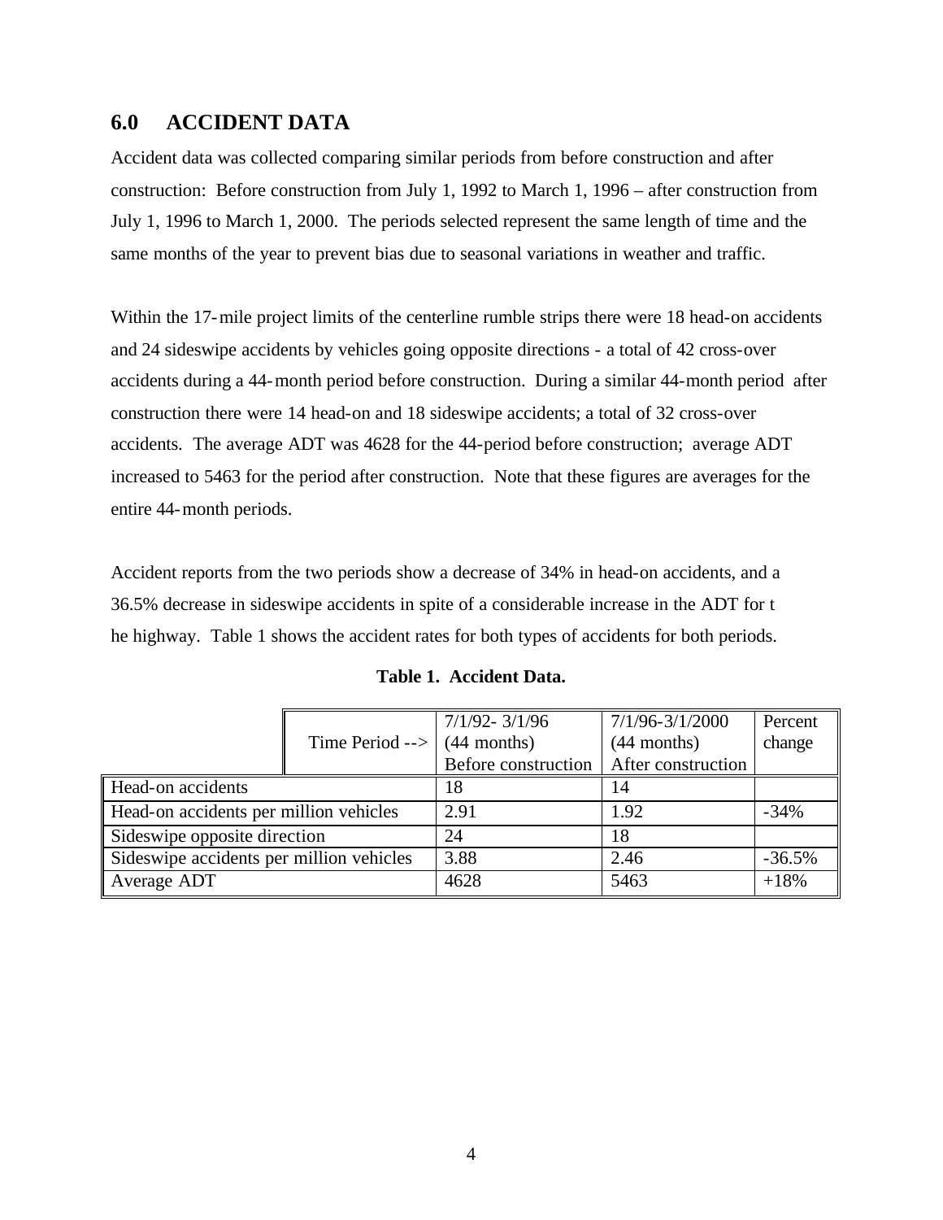## 6.0 ACCIDENT DATA

Accident data was collected comparing similar periods from before construction and after construction: Before construction from July 1, 1992 to March 1, 1996 – after construction from July 1, 1996 to March 1, 2000. The periods selected represent the same length of time and the same months of the year to prevent bias due to seasonal variations in weather and traffic.

Within the 17-mile project limits of the centerline rumble strips there were 18 head-on accidents and 24 sideswipe accidents by vehicles going opposite directions - a total of 42 cross-over accidents during a 44-month period before construction. During a similar 44-month period after construction there were 14 head-on and 18 sideswipe accidents; a total of 32 cross-over accidents. The average ADT was 4628 for the 44-period before construction; average ADT increased to 5463 for the period after construction. Note that these figures are averages for the entire 44-month periods.

Accident reports from the two periods show a decrease of 34% in head-on accidents, and a 36.5% decrease in sideswipe accidents in spite of a considerable increase in the ADT for t he highway. Table 1 shows the accident rates for both types of accidents for both periods.

**Table 1. Accident Data.**

| Time Period --> | 7/1/92- 3/1/96 (44 months) Before construction | 7/1/96-3/1/2000 (44 months) After construction | Percent change |
|---|---|---|---|
| Head-on accidents | 18 | 14 | |
| Head-on accidents per million vehicles | 2.91 | 1.92 | -34% |
| Sideswipe opposite direction | 24 | 18 | |
| Sideswipe accidents per million vehicles | 3.88 | 2.46 | -36.5% |
| Average ADT | 4628 | 5463 | +18% |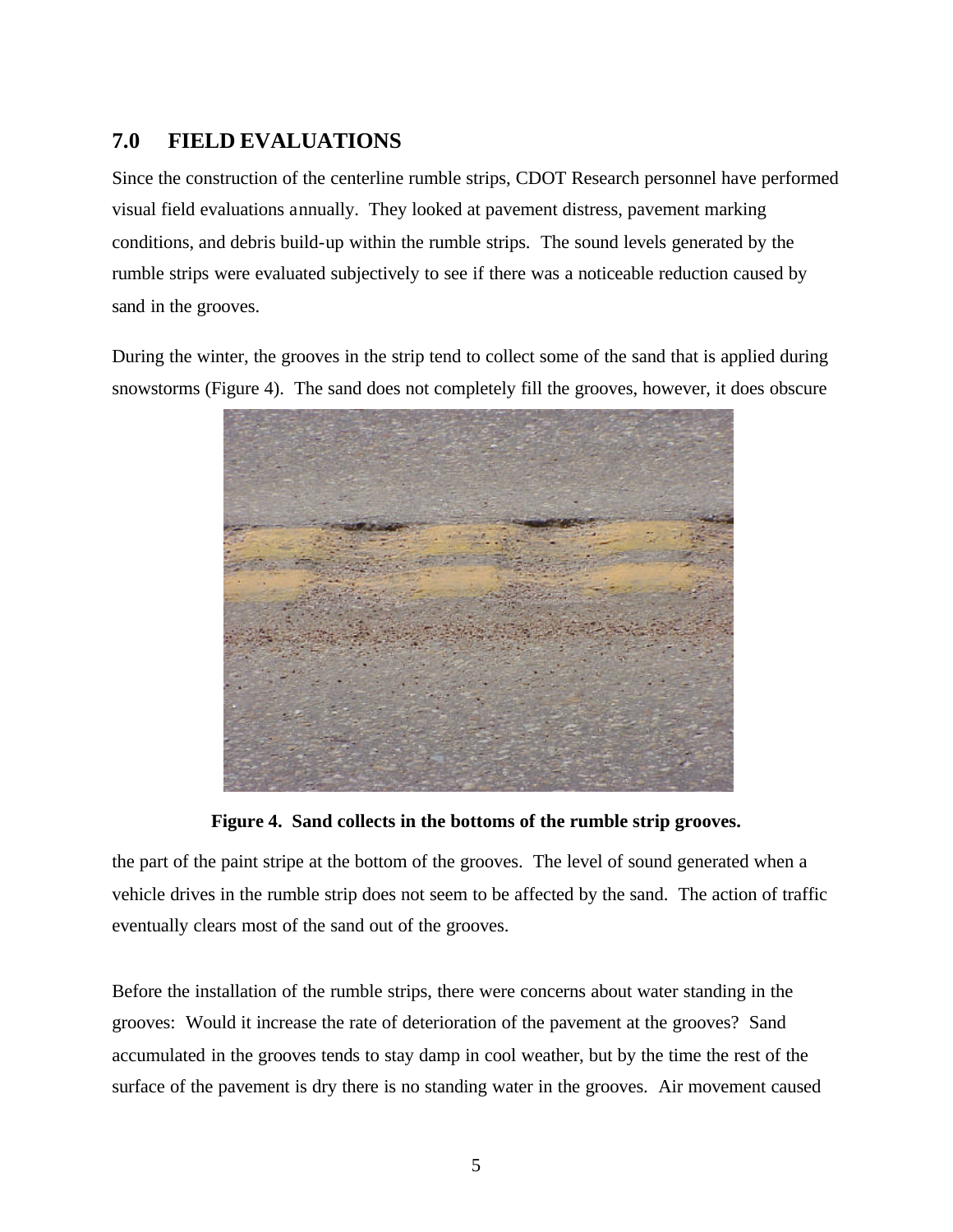## 7.0 FIELD EVALUATIONS

Since the construction of the centerline rumble strips, CDOT Research personnel have performed visual field evaluations annually. They looked at pavement distress, pavement marking conditions, and debris build-up within the rumble strips. The sound levels generated by the rumble strips were evaluated subjectively to see if there was a noticeable reduction caused by sand in the grooves.

During the winter, the grooves in the strip tend to collect some of the sand that is applied during snowstorms (Figure 4). The sand does not completely fill the grooves, however, it does obscure the part of the paint stripe at the bottom of the grooves. The level of sound generated when a vehicle drives in the rumble strip does not seem to be affected by the sand. The action of traffic eventually clears most of the sand out of the grooves.

**Figure 4. Sand collects in the bottoms of the rumble strip grooves.**

Before the installation of the rumble strips, there were concerns about water standing in the grooves: Would it increase the rate of deterioration of the pavement at the grooves? Sand accumulated in the grooves tends to stay damp in cool weather, but by the time the rest of the surface of the pavement is dry there is no standing water in the grooves. Air movement caused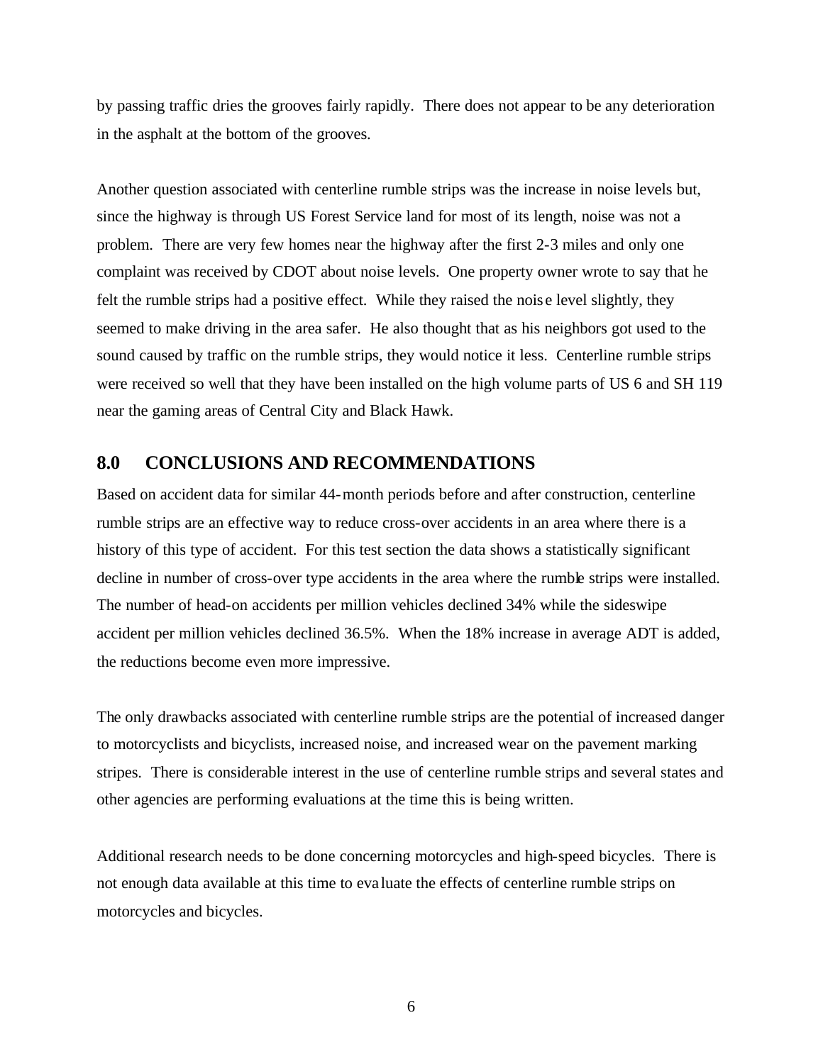by passing traffic dries the grooves fairly rapidly. There does not appear to be any deterioration in the asphalt at the bottom of the grooves.

Another question associated with centerline rumble strips was the increase in noise levels but, since the highway is through US Forest Service land for most of its length, noise was not a problem. There are very few homes near the highway after the first 2-3 miles and only one complaint was received by CDOT about noise levels. One property owner wrote to say that he felt the rumble strips had a positive effect. While they raised the noise level slightly, they seemed to make driving in the area safer. He also thought that as his neighbors got used to the sound caused by traffic on the rumble strips, they would notice it less. Centerline rumble strips were received so well that they have been installed on the high volume parts of US 6 and SH 119 near the gaming areas of Central City and Black Hawk.

## 8.0 CONCLUSIONS AND RECOMMENDATIONS

Based on accident data for similar 44-month periods before and after construction, centerline rumble strips are an effective way to reduce cross-over accidents in an area where there is a history of this type of accident. For this test section the data shows a statistically significant decline in number of cross-over type accidents in the area where the rumble strips were installed. The number of head-on accidents per million vehicles declined 34% while the sideswipe accident per million vehicles declined 36.5%. When the 18% increase in average ADT is added, the reductions become even more impressive.

The only drawbacks associated with centerline rumble strips are the potential of increased danger to motorcyclists and bicyclists, increased noise, and increased wear on the pavement marking stripes. There is considerable interest in the use of centerline rumble strips and several states and other agencies are performing evaluations at the time this is being written.

Additional research needs to be done concerning motorcycles and high-speed bicycles. There is not enough data available at this time to evaluate the effects of centerline rumble strips on motorcycles and bicycles.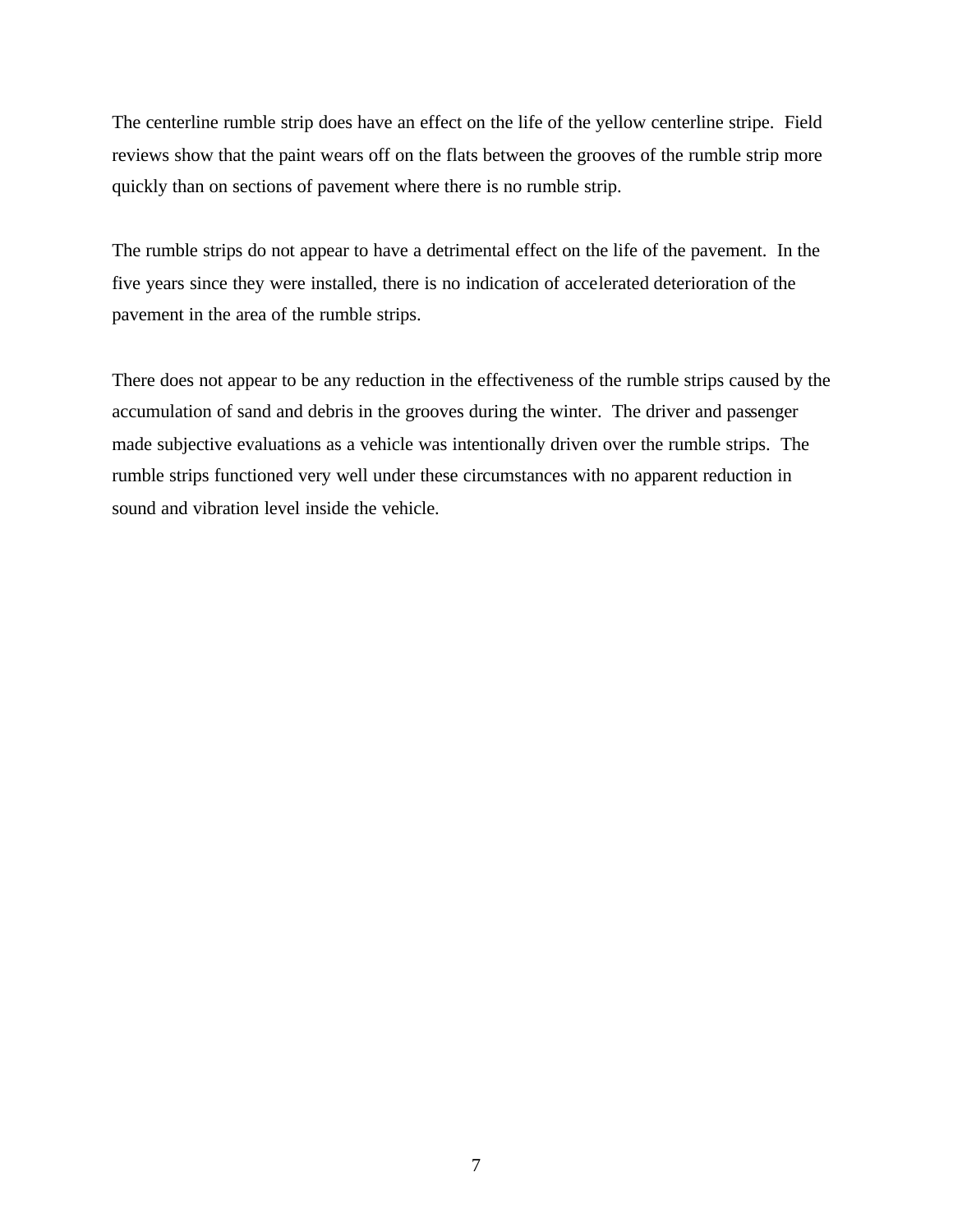The centerline rumble strip does have an effect on the life of the yellow centerline stripe. Field reviews show that the paint wears off on the flats between the grooves of the rumble strip more quickly than on sections of pavement where there is no rumble strip.

The rumble strips do not appear to have a detrimental effect on the life of the pavement. In the five years since they were installed, there is no indication of accelerated deterioration of the pavement in the area of the rumble strips.

There does not appear to be any reduction in the effectiveness of the rumble strips caused by the accumulation of sand and debris in the grooves during the winter. The driver and passenger made subjective evaluations as a vehicle was intentionally driven over the rumble strips. The rumble strips functioned very well under these circumstances with no apparent reduction in sound and vibration level inside the vehicle.